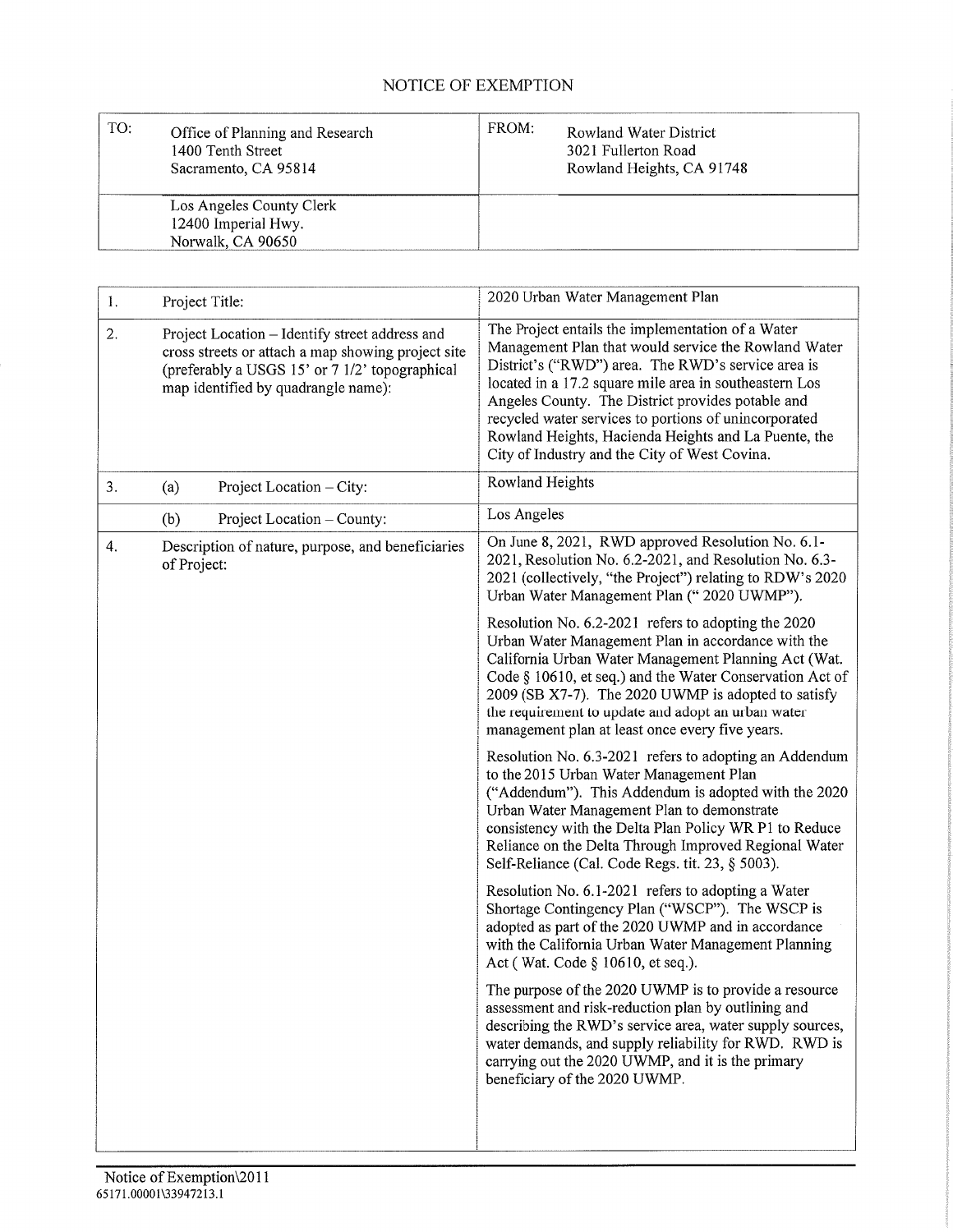# NOTICE OF EXEMPTION

| TO: Office of Planning and Research<br>1400 Tenth Street<br>Sacramento, CA 95814 | FROM: Rowland Water District<br>3021 Fullerton Road<br>Rowland Heights, CA 91748 |
|---|---|
| Los Angeles County Clerk<br>12400 Imperial Hwy.<br>Norwalk, CA 90650 | |

| | | |
|---|---|---|
| 1. | Project Title: | 2020 Urban Water Management Plan |
| 2. | Project Location – Identify street address and cross streets or attach a map showing project site (preferably a USGS 15' or 7 1/2' topographical map identified by quadrangle name): | The Project entails the implementation of a Water Management Plan that would service the Rowland Water District's ("RWD") area. The RWD's service area is located in a 17.2 square mile area in southeastern Los Angeles County. The District provides potable and recycled water services to portions of unincorporated Rowland Heights, Hacienda Heights and La Puente, the City of Industry and the City of West Covina. |
| 3. | (a) Project Location – City: | Rowland Heights |
| | (b) Project Location – County: | Los Angeles |
| 4. | Description of nature, purpose, and beneficiaries of Project: | On June 8, 2021, RWD approved Resolution No. 6.1-2021, Resolution No. 6.2-2021, and Resolution No. 6.3-2021 (collectively, "the Project") relating to RDW's 2020 Urban Water Management Plan (" 2020 UWMP").<br><br>Resolution No. 6.2-2021 refers to adopting the 2020 Urban Water Management Plan in accordance with the California Urban Water Management Planning Act (Wat. Code § 10610, et seq.) and the Water Conservation Act of 2009 (SB X7-7). The 2020 UWMP is adopted to satisfy the requirement to update and adopt an urban water management plan at least once every five years.<br><br>Resolution No. 6.3-2021 refers to adopting an Addendum to the 2015 Urban Water Management Plan ("Addendum"). This Addendum is adopted with the 2020 Urban Water Management Plan to demonstrate consistency with the Delta Plan Policy WR P1 to Reduce Reliance on the Delta Through Improved Regional Water Self-Reliance (Cal. Code Regs. tit. 23, § 5003).<br><br>Resolution No. 6.1-2021 refers to adopting a Water Shortage Contingency Plan ("WSCP"). The WSCP is adopted as part of the 2020 UWMP and in accordance with the California Urban Water Management Planning Act ( Wat. Code § 10610, et seq.).<br><br>The purpose of the 2020 UWMP is to provide a resource assessment and risk-reduction plan by outlining and describing the RWD's service area, water supply sources, water demands, and supply reliability for RWD. RWD is carrying out the 2020 UWMP, and it is the primary beneficiary of the 2020 UWMP. |

Notice of Exemption\2011
65171.00001\33947213.1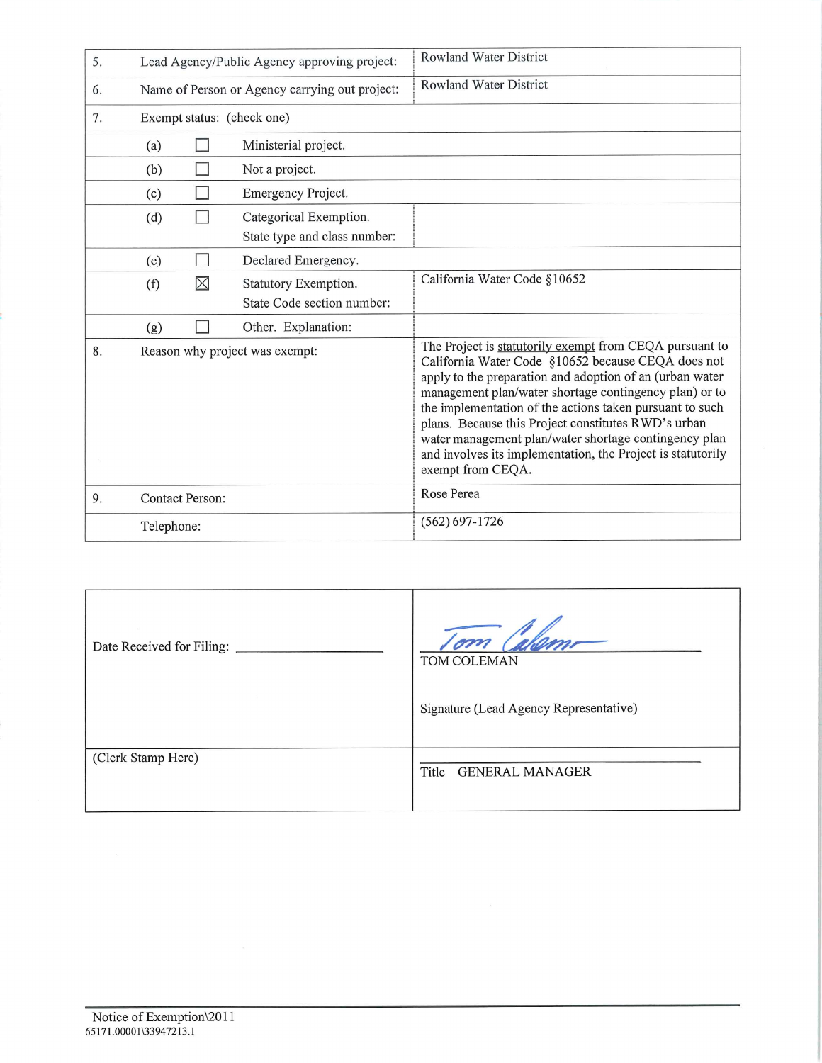| | | | |
|---|---|---|---|
| 5. | Lead Agency/Public Agency approving project: | | Rowland Water District |
| 6. | Name of Person or Agency carrying out project: | | Rowland Water District |
| 7. | Exempt status: (check one) | | |
| | (a) ☐ | Ministerial project. | |
| | (b) ☐ | Not a project. | |
| | (c) ☐ | Emergency Project. | |
| | (d) ☐ | Categorical Exemption. State type and class number: | |
| | (e) ☐ | Declared Emergency. | |
| | (f) ☒ | Statutory Exemption. State Code section number: | California Water Code §10652 |
| | (g) ☐ | Other. Explanation: | |
| 8. | Reason why project was exempt: | | The Project is statutorily exempt from CEQA pursuant to California Water Code §10652 because CEQA does not apply to the preparation and adoption of an (urban water management plan/water shortage contingency plan) or to the implementation of the actions taken pursuant to such plans. Because this Project constitutes RWD's urban water management plan/water shortage contingency plan and involves its implementation, the Project is statutorily exempt from CEQA. |
| 9. | Contact Person: | | Rose Perea |
| | Telephone: | | (562) 697-1726 |

| | |
|---|---|
| Date Received for Filing: ______________ | *Tom Coleman*<br>TOM COLEMAN<br><br>Signature (Lead Agency Representative) |
| (Clerk Stamp Here) | Title GENERAL MANAGER |

Notice of Exemption\2011
65171.00001\33947213.1